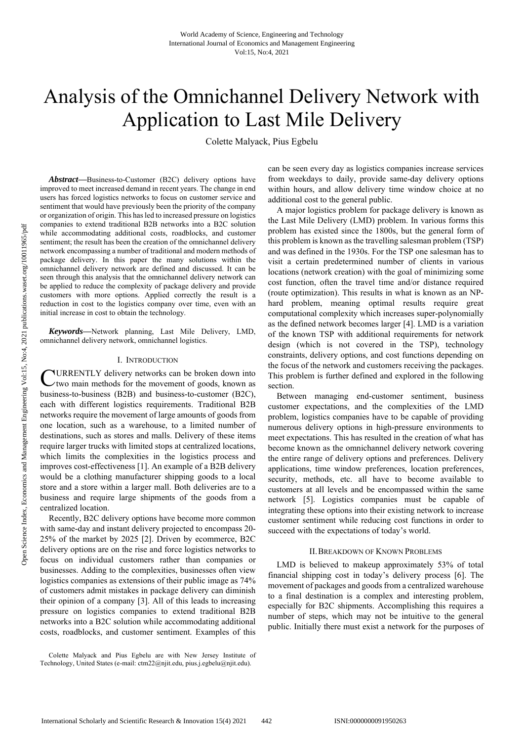# Analysis of the Omnichannel Delivery Network with Application to Last Mile Delivery

Colette Malyack, Pius Egbelu

***Abstract*****—**Business-to-Customer (B2C) delivery options have improved to meet increased demand in recent years. The change in end users has forced logistics networks to focus on customer service and sentiment that would have previously been the priority of the company or organization of origin. This has led to increased pressure on logistics companies to extend traditional B2B networks into a B2C solution while accommodating additional costs, roadblocks, and customer sentiment; the result has been the creation of the omnichannel delivery network encompassing a number of traditional and modern methods of package delivery. In this paper the many solutions within the omnichannel delivery network are defined and discussed. It can be seen through this analysis that the omnichannel delivery network can be applied to reduce the complexity of package delivery and provide customers with more options. Applied correctly the result is a reduction in cost to the logistics company over time, even with an initial increase in cost to obtain the technology.

***Keywords*****—**Network planning, Last Mile Delivery, LMD, omnichannel delivery network, omnichannel logistics.

## I. Introduction

Currently delivery networks can be broken down into two main methods for the movement of goods, known as business-to-business (B2B) and business-to-customer (B2C), each with different logistics requirements. Traditional B2B networks require the movement of large amounts of goods from one location, such as a warehouse, to a limited number of destinations, such as stores and malls. Delivery of these items require larger trucks with limited stops at centralized locations, which limits the complexities in the logistics process and improves cost-effectiveness [1]. An example of a B2B delivery would be a clothing manufacturer shipping goods to a local store and a store within a larger mall. Both deliveries are to a business and require large shipments of the goods from a centralized location.

Recently, B2C delivery options have become more common with same-day and instant delivery projected to encompass 20-25% of the market by 2025 [2]. Driven by ecommerce, B2C delivery options are on the rise and force logistics networks to focus on individual customers rather than companies or businesses. Adding to the complexities, businesses often view logistics companies as extensions of their public image as 74% of customers admit mistakes in package delivery can diminish their opinion of a company [3]. All of this leads to increasing pressure on logistics companies to extend traditional B2B networks into a B2C solution while accommodating additional costs, roadblocks, and customer sentiment. Examples of this can be seen every day as logistics companies increase services from weekdays to daily, provide same-day delivery options within hours, and allow delivery time window choice at no additional cost to the general public.

A major logistics problem for package delivery is known as the Last Mile Delivery (LMD) problem. In various forms this problem has existed since the 1800s, but the general form of this problem is known as the travelling salesman problem (TSP) and was defined in the 1930s. For the TSP one salesman has to visit a certain predetermined number of clients in various locations (network creation) with the goal of minimizing some cost function, often the travel time and/or distance required (route optimization). This results in what is known as an NP-hard problem, meaning optimal results require great computational complexity which increases super-polynomially as the defined network becomes larger [4]. LMD is a variation of the known TSP with additional requirements for network design (which is not covered in the TSP), technology constraints, delivery options, and cost functions depending on the focus of the network and customers receiving the packages. This problem is further defined and explored in the following section.

Between managing end-customer sentiment, business customer expectations, and the complexities of the LMD problem, logistics companies have to be capable of providing numerous delivery options in high-pressure environments to meet expectations. This has resulted in the creation of what has become known as the omnichannel delivery network covering the entire range of delivery options and preferences. Delivery applications, time window preferences, location preferences, security, methods, etc. all have to become available to customers at all levels and be encompassed within the same network [5]. Logistics companies must be capable of integrating these options into their existing network to increase customer sentiment while reducing cost functions in order to succeed with the expectations of today's world.

## II. Breakdown of Known Problems

LMD is believed to makeup approximately 53% of total financial shipping cost in today's delivery process [6]. The movement of packages and goods from a centralized warehouse to a final destination is a complex and interesting problem, especially for B2C shipments. Accomplishing this requires a number of steps, which may not be intuitive to the general public. Initially there must exist a network for the purposes of

Colette Malyack and Pius Egbelu are with New Jersey Institute of Technology, United States (e-mail: ctm22@njit.edu, pius.j.egbelu@njit.edu).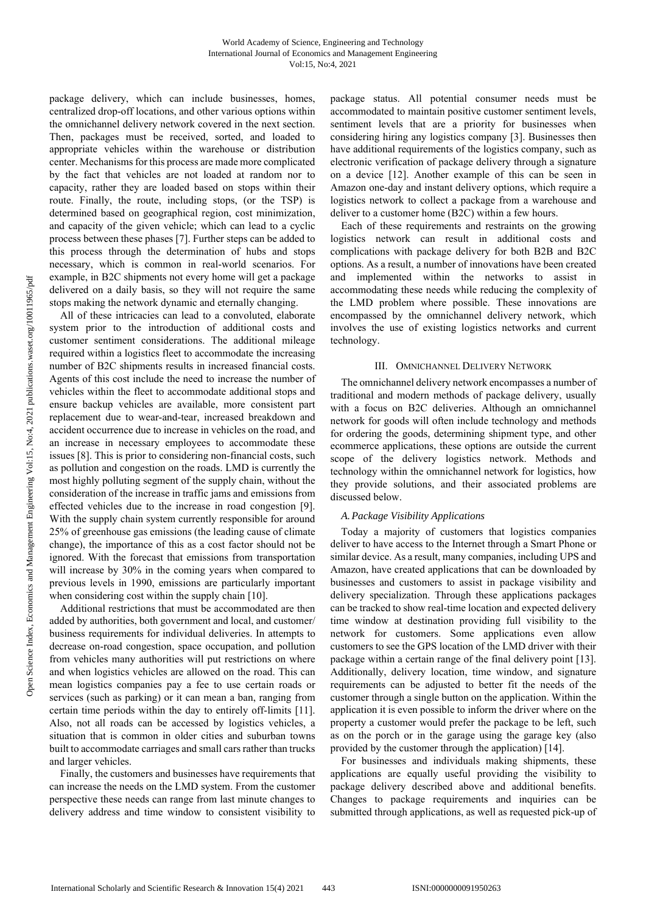package delivery, which can include businesses, homes, centralized drop-off locations, and other various options within the omnichannel delivery network covered in the next section. Then, packages must be received, sorted, and loaded to appropriate vehicles within the warehouse or distribution center. Mechanisms for this process are made more complicated by the fact that vehicles are not loaded at random nor to capacity, rather they are loaded based on stops within their route. Finally, the route, including stops, (or the TSP) is determined based on geographical region, cost minimization, and capacity of the given vehicle; which can lead to a cyclic process between these phases [7]. Further steps can be added to this process through the determination of hubs and stops necessary, which is common in real-world scenarios. For example, in B2C shipments not every home will get a package delivered on a daily basis, so they will not require the same stops making the network dynamic and eternally changing.

All of these intricacies can lead to a convoluted, elaborate system prior to the introduction of additional costs and customer sentiment considerations. The additional mileage required within a logistics fleet to accommodate the increasing number of B2C shipments results in increased financial costs. Agents of this cost include the need to increase the number of vehicles within the fleet to accommodate additional stops and ensure backup vehicles are available, more consistent part replacement due to wear-and-tear, increased breakdown and accident occurrence due to increase in vehicles on the road, and an increase in necessary employees to accommodate these issues [8]. This is prior to considering non-financial costs, such as pollution and congestion on the roads. LMD is currently the most highly polluting segment of the supply chain, without the consideration of the increase in traffic jams and emissions from effected vehicles due to the increase in road congestion [9]. With the supply chain system currently responsible for around 25% of greenhouse gas emissions (the leading cause of climate change), the importance of this as a cost factor should not be ignored. With the forecast that emissions from transportation will increase by 30% in the coming years when compared to previous levels in 1990, emissions are particularly important when considering cost within the supply chain [10].

Additional restrictions that must be accommodated are then added by authorities, both government and local, and customer/business requirements for individual deliveries. In attempts to decrease on-road congestion, space occupation, and pollution from vehicles many authorities will put restrictions on where and when logistics vehicles are allowed on the road. This can mean logistics companies pay a fee to use certain roads or services (such as parking) or it can mean a ban, ranging from certain time periods within the day to entirely off-limits [11]. Also, not all roads can be accessed by logistics vehicles, a situation that is common in older cities and suburban towns built to accommodate carriages and small cars rather than trucks and larger vehicles.

Finally, the customers and businesses have requirements that can increase the needs on the LMD system. From the customer perspective these needs can range from last minute changes to delivery address and time window to consistent visibility to package status. All potential consumer needs must be accommodated to maintain positive customer sentiment levels, sentiment levels that are a priority for businesses when considering hiring any logistics company [3]. Businesses then have additional requirements of the logistics company, such as electronic verification of package delivery through a signature on a device [12]. Another example of this can be seen in Amazon one-day and instant delivery options, which require a logistics network to collect a package from a warehouse and deliver to a customer home (B2C) within a few hours.

Each of these requirements and restraints on the growing logistics network can result in additional costs and complications with package delivery for both B2B and B2C options. As a result, a number of innovations have been created and implemented within the networks to assist in accommodating these needs while reducing the complexity of the LMD problem where possible. These innovations are encompassed by the omnichannel delivery network, which involves the use of existing logistics networks and current technology.

## III. Omnichannel Delivery Network

The omnichannel delivery network encompasses a number of traditional and modern methods of package delivery, usually with a focus on B2C deliveries. Although an omnichannel network for goods will often include technology and methods for ordering the goods, determining shipment type, and other ecommerce applications, these options are outside the current scope of the delivery logistics network. Methods and technology within the omnichannel network for logistics, how they provide solutions, and their associated problems are discussed below.

### *A. Package Visibility Applications*

Today a majority of customers that logistics companies deliver to have access to the Internet through a Smart Phone or similar device. As a result, many companies, including UPS and Amazon, have created applications that can be downloaded by businesses and customers to assist in package visibility and delivery specialization. Through these applications packages can be tracked to show real-time location and expected delivery time window at destination providing full visibility to the network for customers. Some applications even allow customers to see the GPS location of the LMD driver with their package within a certain range of the final delivery point [13]. Additionally, delivery location, time window, and signature requirements can be adjusted to better fit the needs of the customer through a single button on the application. Within the application it is even possible to inform the driver where on the property a customer would prefer the package to be left, such as on the porch or in the garage using the garage key (also provided by the customer through the application) [14].

For businesses and individuals making shipments, these applications are equally useful providing the visibility to package delivery described above and additional benefits. Changes to package requirements and inquiries can be submitted through applications, as well as requested pick-up of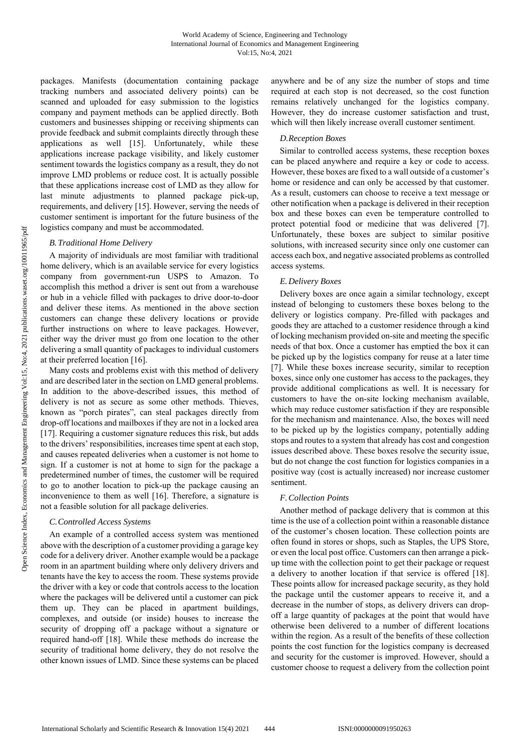packages. Manifests (documentation containing package tracking numbers and associated delivery points) can be scanned and uploaded for easy submission to the logistics company and payment methods can be applied directly. Both customers and businesses shipping or receiving shipments can provide feedback and submit complaints directly through these applications as well [15]. Unfortunately, while these applications increase package visibility, and likely customer sentiment towards the logistics company as a result, they do not improve LMD problems or reduce cost. It is actually possible that these applications increase cost of LMD as they allow for last minute adjustments to planned package pick-up, requirements, and delivery [15]. However, serving the needs of customer sentiment is important for the future business of the logistics company and must be accommodated.

### *B. Traditional Home Delivery*

A majority of individuals are most familiar with traditional home delivery, which is an available service for every logistics company from government-run USPS to Amazon. To accomplish this method a driver is sent out from a warehouse or hub in a vehicle filled with packages to drive door-to-door and deliver these items. As mentioned in the above section customers can change these delivery locations or provide further instructions on where to leave packages. However, either way the driver must go from one location to the other delivering a small quantity of packages to individual customers at their preferred location [16].

Many costs and problems exist with this method of delivery and are described later in the section on LMD general problems. In addition to the above-described issues, this method of delivery is not as secure as some other methods. Thieves, known as "porch pirates", can steal packages directly from drop-off locations and mailboxes if they are not in a locked area [17]. Requiring a customer signature reduces this risk, but adds to the drivers' responsibilities, increases time spent at each stop, and causes repeated deliveries when a customer is not home to sign. If a customer is not at home to sign for the package a predetermined number of times, the customer will be required to go to another location to pick-up the package causing an inconvenience to them as well [16]. Therefore, a signature is not a feasible solution for all package deliveries.

### *C. Controlled Access Systems*

An example of a controlled access system was mentioned above with the description of a customer providing a garage key code for a delivery driver. Another example would be a package room in an apartment building where only delivery drivers and tenants have the key to access the room. These systems provide the driver with a key or code that controls access to the location where the packages will be delivered until a customer can pick them up. They can be placed in apartment buildings, complexes, and outside (or inside) houses to increase the security of dropping off a package without a signature or required hand-off [18]. While these methods do increase the security of traditional home delivery, they do not resolve the other known issues of LMD. Since these systems can be placed anywhere and be of any size the number of stops and time required at each stop is not decreased, so the cost function remains relatively unchanged for the logistics company. However, they do increase customer satisfaction and trust, which will then likely increase overall customer sentiment.

### *D. Reception Boxes*

Similar to controlled access systems, these reception boxes can be placed anywhere and require a key or code to access. However, these boxes are fixed to a wall outside of a customer's home or residence and can only be accessed by that customer. As a result, customers can choose to receive a text message or other notification when a package is delivered in their reception box and these boxes can even be temperature controlled to protect potential food or medicine that was delivered [7]. Unfortunately, these boxes are subject to similar positive solutions, with increased security since only one customer can access each box, and negative associated problems as controlled access systems.

### *E. Delivery Boxes*

Delivery boxes are once again a similar technology, except instead of belonging to customers these boxes belong to the delivery or logistics company. Pre-filled with packages and goods they are attached to a customer residence through a kind of locking mechanism provided on-site and meeting the specific needs of that box. Once a customer has emptied the box it can be picked up by the logistics company for reuse at a later time [7]. While these boxes increase security, similar to reception boxes, since only one customer has access to the packages, they provide additional complications as well. It is necessary for customers to have the on-site locking mechanism available, which may reduce customer satisfaction if they are responsible for the mechanism and maintenance. Also, the boxes will need to be picked up by the logistics company, potentially adding stops and routes to a system that already has cost and congestion issues described above. These boxes resolve the security issue, but do not change the cost function for logistics companies in a positive way (cost is actually increased) nor increase customer sentiment.

### *F. Collection Points*

Another method of package delivery that is common at this time is the use of a collection point within a reasonable distance of the customer's chosen location. These collection points are often found in stores or shops, such as Staples, the UPS Store, or even the local post office. Customers can then arrange a pick-up time with the collection point to get their package or request a delivery to another location if that service is offered [18]. These points allow for increased package security, as they hold the package until the customer appears to receive it, and a decrease in the number of stops, as delivery drivers can drop-off a large quantity of packages at the point that would have otherwise been delivered to a number of different locations within the region. As a result of the benefits of these collection points the cost function for the logistics company is decreased and security for the customer is improved. However, should a customer choose to request a delivery from the collection point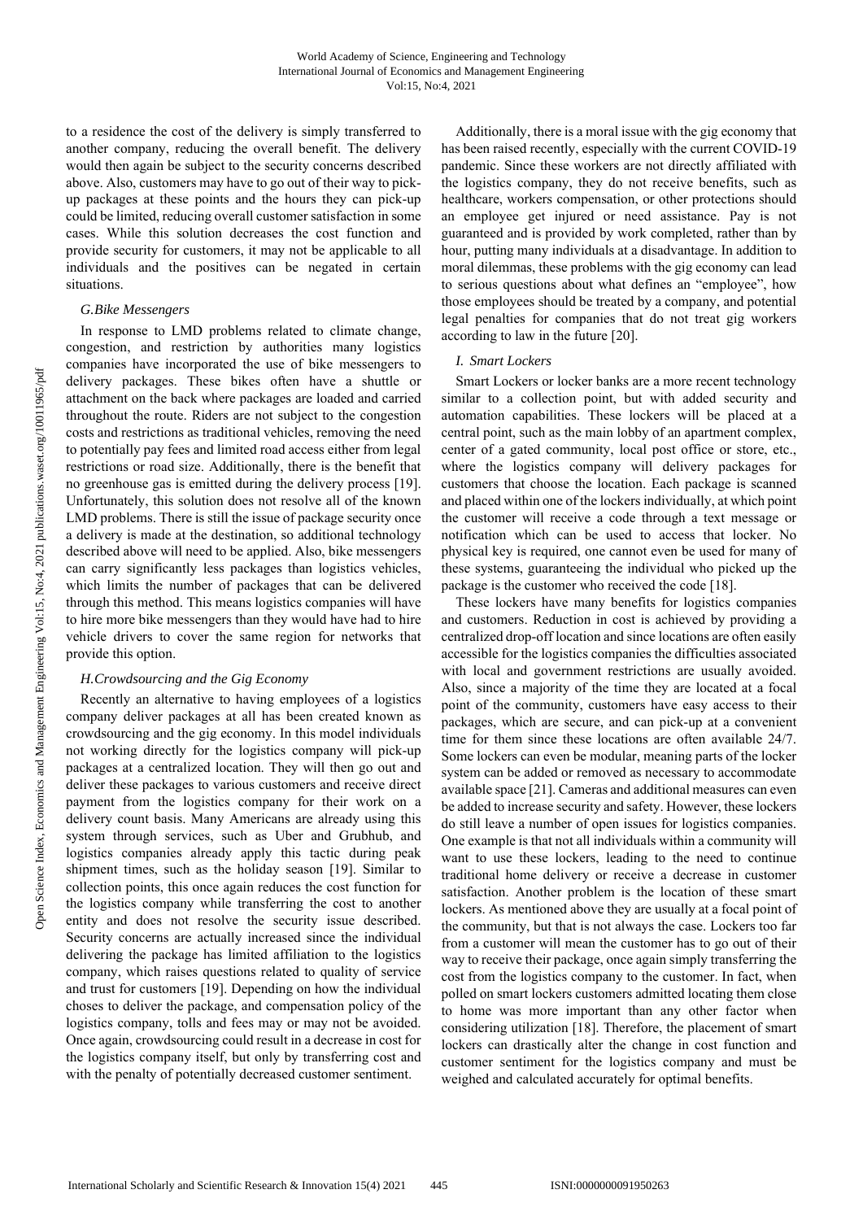to a residence the cost of the delivery is simply transferred to another company, reducing the overall benefit. The delivery would then again be subject to the security concerns described above. Also, customers may have to go out of their way to pick-up packages at these points and the hours they can pick-up could be limited, reducing overall customer satisfaction in some cases. While this solution decreases the cost function and provide security for customers, it may not be applicable to all individuals and the positives can be negated in certain situations.

### *G.Bike Messengers*

In response to LMD problems related to climate change, congestion, and restriction by authorities many logistics companies have incorporated the use of bike messengers to delivery packages. These bikes often have a shuttle or attachment on the back where packages are loaded and carried throughout the route. Riders are not subject to the congestion costs and restrictions as traditional vehicles, removing the need to potentially pay fees and limited road access either from legal restrictions or road size. Additionally, there is the benefit that no greenhouse gas is emitted during the delivery process [19]. Unfortunately, this solution does not resolve all of the known LMD problems. There is still the issue of package security once a delivery is made at the destination, so additional technology described above will need to be applied. Also, bike messengers can carry significantly less packages than logistics vehicles, which limits the number of packages that can be delivered through this method. This means logistics companies will have to hire more bike messengers than they would have had to hire vehicle drivers to cover the same region for networks that provide this option.

### *H.Crowdsourcing and the Gig Economy*

Recently an alternative to having employees of a logistics company deliver packages at all has been created known as crowdsourcing and the gig economy. In this model individuals not working directly for the logistics company will pick-up packages at a centralized location. They will then go out and deliver these packages to various customers and receive direct payment from the logistics company for their work on a delivery count basis. Many Americans are already using this system through services, such as Uber and Grubhub, and logistics companies already apply this tactic during peak shipment times, such as the holiday season [19]. Similar to collection points, this once again reduces the cost function for the logistics company while transferring the cost to another entity and does not resolve the security issue described. Security concerns are actually increased since the individual delivering the package has limited affiliation to the logistics company, which raises questions related to quality of service and trust for customers [19]. Depending on how the individual choses to deliver the package, and compensation policy of the logistics company, tolls and fees may or may not be avoided. Once again, crowdsourcing could result in a decrease in cost for the logistics company itself, but only by transferring cost and with the penalty of potentially decreased customer sentiment.

Additionally, there is a moral issue with the gig economy that has been raised recently, especially with the current COVID-19 pandemic. Since these workers are not directly affiliated with the logistics company, they do not receive benefits, such as healthcare, workers compensation, or other protections should an employee get injured or need assistance. Pay is not guaranteed and is provided by work completed, rather than by hour, putting many individuals at a disadvantage. In addition to moral dilemmas, these problems with the gig economy can lead to serious questions about what defines an "employee", how those employees should be treated by a company, and potential legal penalties for companies that do not treat gig workers according to law in the future [20].

### *I. Smart Lockers*

Smart Lockers or locker banks are a more recent technology similar to a collection point, but with added security and automation capabilities. These lockers will be placed at a central point, such as the main lobby of an apartment complex, center of a gated community, local post office or store, etc., where the logistics company will delivery packages for customers that choose the location. Each package is scanned and placed within one of the lockers individually, at which point the customer will receive a code through a text message or notification which can be used to access that locker. No physical key is required, one cannot even be used for many of these systems, guaranteeing the individual who picked up the package is the customer who received the code [18].

These lockers have many benefits for logistics companies and customers. Reduction in cost is achieved by providing a centralized drop-off location and since locations are often easily accessible for the logistics companies the difficulties associated with local and government restrictions are usually avoided. Also, since a majority of the time they are located at a focal point of the community, customers have easy access to their packages, which are secure, and can pick-up at a convenient time for them since these locations are often available 24/7. Some lockers can even be modular, meaning parts of the locker system can be added or removed as necessary to accommodate available space [21]. Cameras and additional measures can even be added to increase security and safety. However, these lockers do still leave a number of open issues for logistics companies. One example is that not all individuals within a community will want to use these lockers, leading to the need to continue traditional home delivery or receive a decrease in customer satisfaction. Another problem is the location of these smart lockers. As mentioned above they are usually at a focal point of the community, but that is not always the case. Lockers too far from a customer will mean the customer has to go out of their way to receive their package, once again simply transferring the cost from the logistics company to the customer. In fact, when polled on smart lockers customers admitted locating them close to home was more important than any other factor when considering utilization [18]. Therefore, the placement of smart lockers can drastically alter the change in cost function and customer sentiment for the logistics company and must be weighed and calculated accurately for optimal benefits.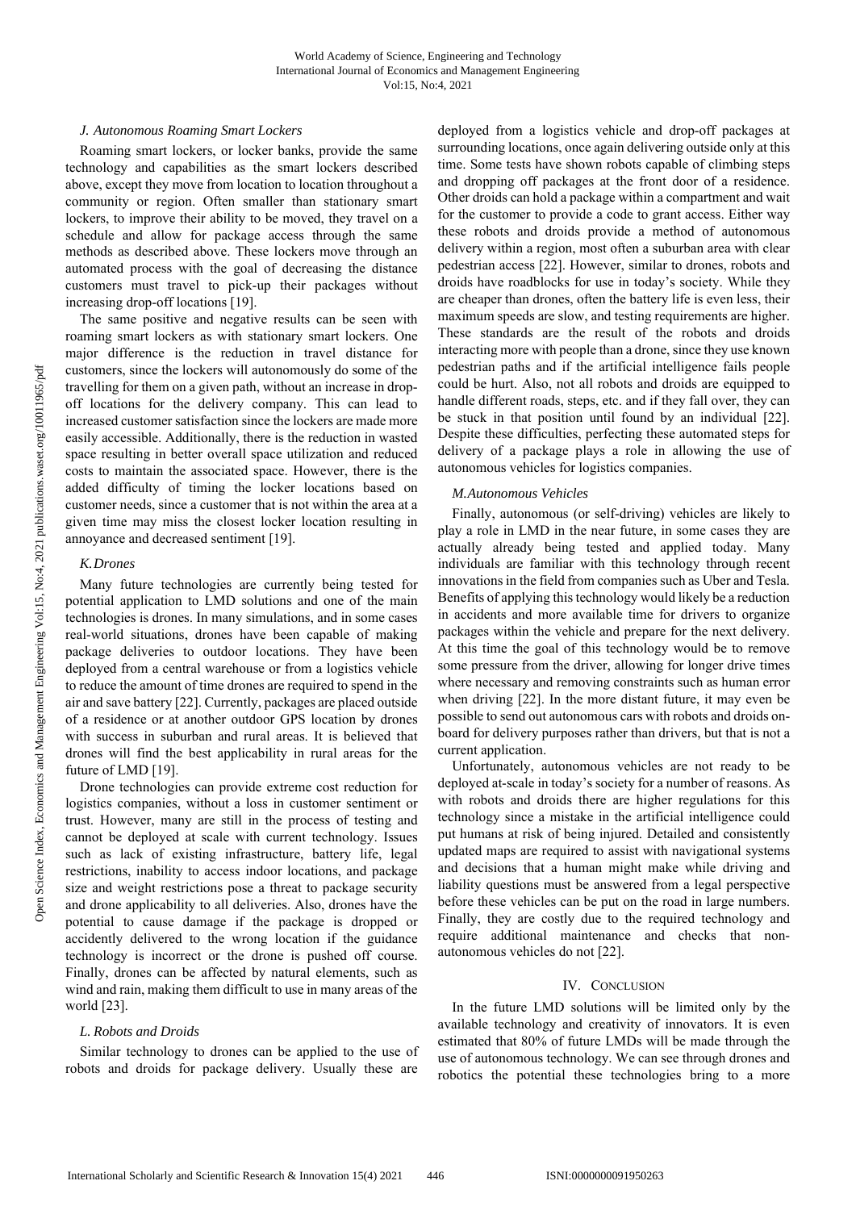### J. Autonomous Roaming Smart Lockers

Roaming smart lockers, or locker banks, provide the same technology and capabilities as the smart lockers described above, except they move from location to location throughout a community or region. Often smaller than stationary smart lockers, to improve their ability to be moved, they travel on a schedule and allow for package access through the same methods as described above. These lockers move through an automated process with the goal of decreasing the distance customers must travel to pick-up their packages without increasing drop-off locations [19].

The same positive and negative results can be seen with roaming smart lockers as with stationary smart lockers. One major difference is the reduction in travel distance for customers, since the lockers will autonomously do some of the travelling for them on a given path, without an increase in drop-off locations for the delivery company. This can lead to increased customer satisfaction since the lockers are made more easily accessible. Additionally, there is the reduction in wasted space resulting in better overall space utilization and reduced costs to maintain the associated space. However, there is the added difficulty of timing the locker locations based on customer needs, since a customer that is not within the area at a given time may miss the closest locker location resulting in annoyance and decreased sentiment [19].

### K. Drones

Many future technologies are currently being tested for potential application to LMD solutions and one of the main technologies is drones. In many simulations, and in some cases real-world situations, drones have been capable of making package deliveries to outdoor locations. They have been deployed from a central warehouse or from a logistics vehicle to reduce the amount of time drones are required to spend in the air and save battery [22]. Currently, packages are placed outside of a residence or at another outdoor GPS location by drones with success in suburban and rural areas. It is believed that drones will find the best applicability in rural areas for the future of LMD [19].

Drone technologies can provide extreme cost reduction for logistics companies, without a loss in customer sentiment or trust. However, many are still in the process of testing and cannot be deployed at scale with current technology. Issues such as lack of existing infrastructure, battery life, legal restrictions, inability to access indoor locations, and package size and weight restrictions pose a threat to package security and drone applicability to all deliveries. Also, drones have the potential to cause damage if the package is dropped or accidently delivered to the wrong location if the guidance technology is incorrect or the drone is pushed off course. Finally, drones can be affected by natural elements, such as wind and rain, making them difficult to use in many areas of the world [23].

### L. Robots and Droids

Similar technology to drones can be applied to the use of robots and droids for package delivery. Usually these are deployed from a logistics vehicle and drop-off packages at surrounding locations, once again delivering outside only at this time. Some tests have shown robots capable of climbing steps and dropping off packages at the front door of a residence. Other droids can hold a package within a compartment and wait for the customer to provide a code to grant access. Either way these robots and droids provide a method of autonomous delivery within a region, most often a suburban area with clear pedestrian access [22]. However, similar to drones, robots and droids have roadblocks for use in today's society. While they are cheaper than drones, often the battery life is even less, their maximum speeds are slow, and testing requirements are higher. These standards are the result of the robots and droids interacting more with people than a drone, since they use known pedestrian paths and if the artificial intelligence fails people could be hurt. Also, not all robots and droids are equipped to handle different roads, steps, etc. and if they fall over, they can be stuck in that position until found by an individual [22]. Despite these difficulties, perfecting these automated steps for delivery of a package plays a role in allowing the use of autonomous vehicles for logistics companies.

### M. Autonomous Vehicles

Finally, autonomous (or self-driving) vehicles are likely to play a role in LMD in the near future, in some cases they are actually already being tested and applied today. Many individuals are familiar with this technology through recent innovations in the field from companies such as Uber and Tesla. Benefits of applying this technology would likely be a reduction in accidents and more available time for drivers to organize packages within the vehicle and prepare for the next delivery. At this time the goal of this technology would be to remove some pressure from the driver, allowing for longer drive times where necessary and removing constraints such as human error when driving [22]. In the more distant future, it may even be possible to send out autonomous cars with robots and droids on-board for delivery purposes rather than drivers, but that is not a current application.

Unfortunately, autonomous vehicles are not ready to be deployed at-scale in today's society for a number of reasons. As with robots and droids there are higher regulations for this technology since a mistake in the artificial intelligence could put humans at risk of being injured. Detailed and consistently updated maps are required to assist with navigational systems and decisions that a human might make while driving and liability questions must be answered from a legal perspective before these vehicles can be put on the road in large numbers. Finally, they are costly due to the required technology and require additional maintenance and checks that non-autonomous vehicles do not [22].

## IV. Conclusion

In the future LMD solutions will be limited only by the available technology and creativity of innovators. It is even estimated that 80% of future LMDs will be made through the use of autonomous technology. We can see through drones and robotics the potential these technologies bring to a more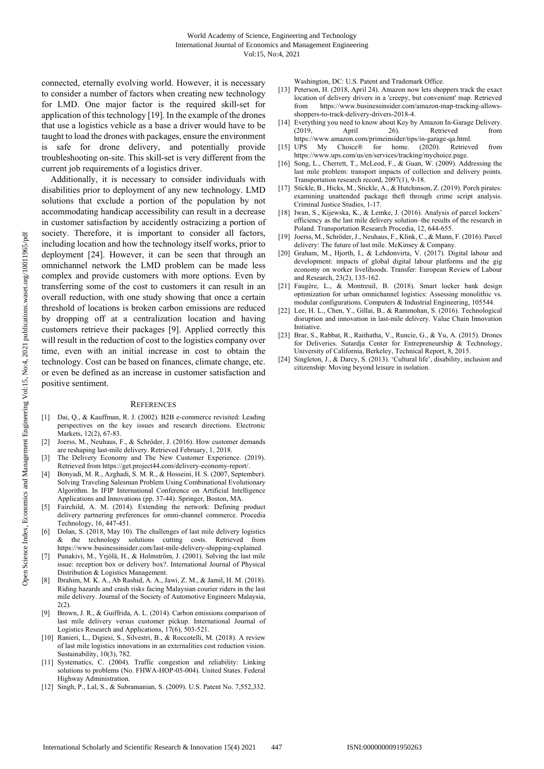connected, eternally evolving world. However, it is necessary to consider a number of factors when creating new technology for LMD. One major factor is the required skill-set for application of this technology [19]. In the example of the drones that use a logistics vehicle as a base a driver would have to be taught to load the drones with packages, ensure the environment is safe for drone delivery, and potentially provide troubleshooting on-site. This skill-set is very different from the current job requirements of a logistics driver.

Additionally, it is necessary to consider individuals with disabilities prior to deployment of any new technology. LMD solutions that exclude a portion of the population by not accommodating handicap accessibility can result in a decrease in customer satisfaction by accidently ostracizing a portion of society. Therefore, it is important to consider all factors, including location and how the technology itself works, prior to deployment [24]. However, it can be seen that through an omnichannel network the LMD problem can be made less complex and provide customers with more options. Even by transferring some of the cost to customers it can result in an overall reduction, with one study showing that once a certain threshold of locations is broken carbon emissions are reduced by dropping off at a centralization location and having customers retrieve their packages [9]. Applied correctly this will result in the reduction of cost to the logistics company over time, even with an initial increase in cost to obtain the technology. Cost can be based on finances, climate change, etc. or even be defined as an increase in customer satisfaction and positive sentiment.

## References

[1] Dai, Q., & Kauffman, R. J. (2002). B2B e-commerce revisited: Leading perspectives on the key issues and research directions. Electronic Markets, 12(2), 67-83.

[2] Joerss, M., Neuhaus, F., & Schröder, J. (2016). How customer demands are reshaping last-mile delivery. Retrieved February, 1, 2018.

[3] The Delivery Economy and The New Customer Experience. (2019). Retrieved from https://get.project44.com/delivery-economy-report/.

[4] Bonyadi, M. R., Azghadi, S. M. R., & Hosseini, H. S. (2007, September). Solving Traveling Salesman Problem Using Combinational Evolutionary Algorithm. In IFIP International Conference on Artificial Intelligence Applications and Innovations (pp. 37-44). Springer, Boston, MA.

[5] Fairchild, A. M. (2014). Extending the network: Defining product delivery partnering preferences for omni-channel commerce. Procedia Technology, 16, 447-451.

[6] Dolan, S. (2018, May 10). The challenges of last mile delivery logistics & the technology solutions cutting costs. Retrieved from https://www.businessinsider.com/last-mile-delivery-shipping-explained.

[7] Punakivi, M., Yrjölä, H., & Holmström, J. (2001). Solving the last mile issue: reception box or delivery box?. International Journal of Physical Distribution & Logistics Management.

[8] Ibrahim, M. K. A., Ab Rashid, A. A., Jawi, Z. M., & Jamil, H. M. (2018). Riding hazards and crash risks facing Malaysian courier riders in the last mile delivery. Journal of the Society of Automotive Engineers Malaysia, 2(2).

[9] Brown, J. R., & Guiffrida, A. L. (2014). Carbon emissions comparison of last mile delivery versus customer pickup. International Journal of Logistics Research and Applications, 17(6), 503-521.

[10] Ranieri, L., Digiesi, S., Silvestri, B., & Roccotelli, M. (2018). A review of last mile logistics innovations in an externalities cost reduction vision. Sustainability, 10(3), 782.

[11] Systematics, C. (2004). Traffic congestion and reliability: Linking solutions to problems (No. FHWA-HOP-05-004). United States. Federal Highway Administration.

[12] Singh, P., Lal, S., & Subramanian, S. (2009). U.S. Patent No. 7,552,332. Washington, DC: U.S. Patent and Trademark Office.

[13] Peterson, H. (2018, April 24). Amazon now lets shoppers track the exact location of delivery drivers in a 'creepy, but convenient' map. Retrieved from https://www.businessinsider.com/amazon-map-tracking-allows-shoppers-to-track-delivery-drivers-2018-4.

[14] Everything you need to know about Key by Amazon In-Garage Delivery. (2019, April 26). Retrieved from https://www.amazon.com/primeinsider/tips/in-garage-qa.html.

[15] UPS My Choice® for home. (2020). Retrieved from https://www.ups.com/us/en/services/tracking/mychoice.page.

[16] Song, L., Cherrett, T., McLeod, F., & Guan, W. (2009). Addressing the last mile problem: transport impacts of collection and delivery points. Transportation research record, 2097(1), 9-18.

[17] Stickle, B., Hicks, M., Stickle, A., & Hutchinson, Z. (2019). Porch pirates: examining unattended package theft through crime script analysis. Criminal Justice Studies, 1-17.

[18] Iwan, S., Kijewska, K., & Lemke, J. (2016). Analysis of parcel lockers' efficiency as the last mile delivery solution–the results of the research in Poland. Transportation Research Procedia, 12, 644-655.

[19] Joerss, M., Schröder, J., Neuhaus, F., Klink, C., & Mann, F. (2016). Parcel delivery: The future of last mile. McKinsey & Company.

[20] Graham, M., Hjorth, I., & Lehdonvirta, V. (2017). Digital labour and development: impacts of global digital labour platforms and the gig economy on worker livelihoods. Transfer: European Review of Labour and Research, 23(2), 135-162.

[21] Faugère, L., & Montreuil, B. (2018). Smart locker bank design optimization for urban omnichannel logistics: Assessing monolithic vs. modular configurations. Computers & Industrial Engineering, 105544.

[22] Lee, H. L., Chen, Y., Gillai, B., & Rammohan, S. (2016). Technological disruption and innovation in last-mile delivery. Value Chain Innovation Initiative.

[23] Brar, S., Rabbat, R., Raithatha, V., Runcie, G., & Yu, A. (2015). Drones for Deliveries. Sutardja Center for Entrepreneurship & Technology, University of California, Berkeley, Technical Report, 8, 2015.

[24] Singleton, J., & Darcy, S. (2013). 'Cultural life', disability, inclusion and citizenship: Moving beyond leisure in isolation.